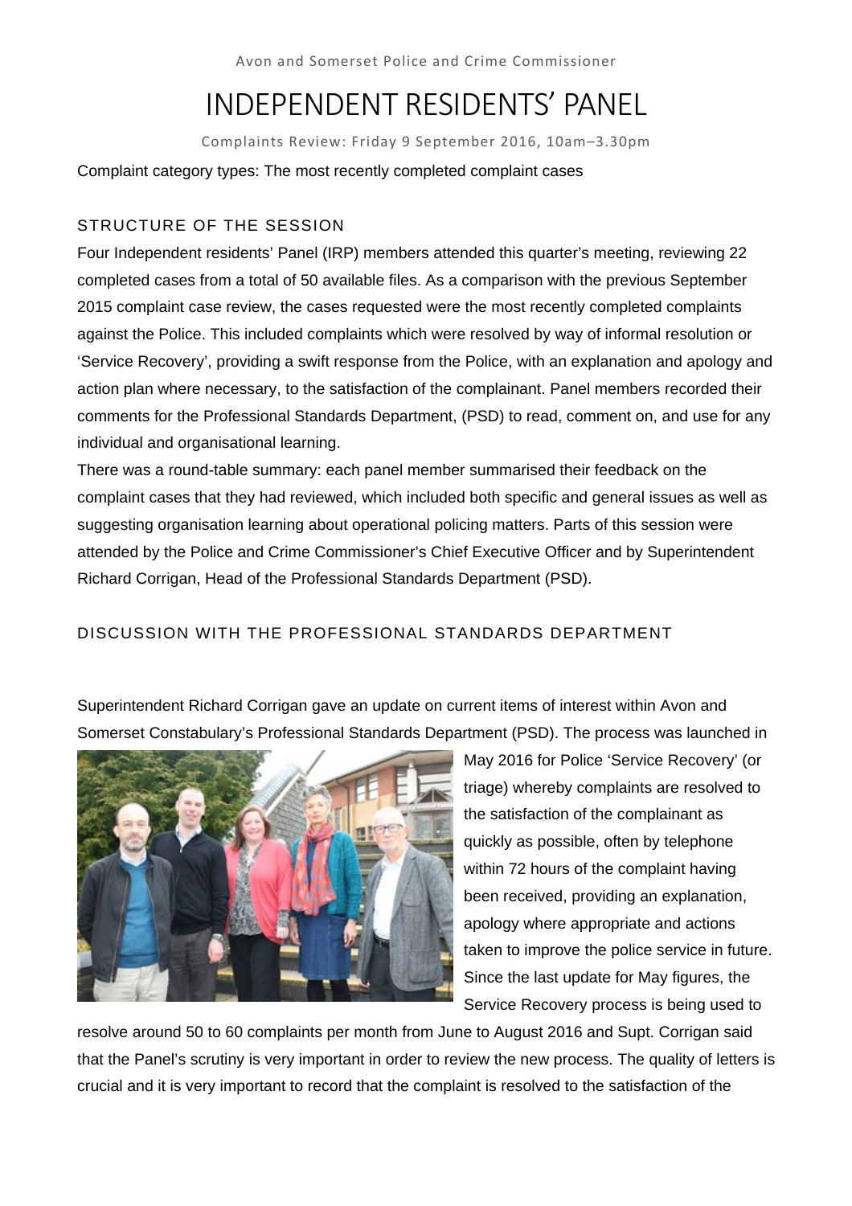Avon and Somerset Police and Crime Commissioner

# INDEPENDENT RESIDENTS' PANEL

Complaints Review: Friday 9 September 2016, 10am–3.30pm

Complaint category types: The most recently completed complaint cases

## STRUCTURE OF THE SESSION

Four Independent residents' Panel (IRP) members attended this quarter's meeting, reviewing 22 completed cases from a total of 50 available files. As a comparison with the previous September 2015 complaint case review, the cases requested were the most recently completed complaints against the Police. This included complaints which were resolved by way of informal resolution or 'Service Recovery', providing a swift response from the Police, with an explanation and apology and action plan where necessary, to the satisfaction of the complainant. Panel members recorded their comments for the Professional Standards Department, (PSD) to read, comment on, and use for any individual and organisational learning.

There was a round-table summary: each panel member summarised their feedback on the complaint cases that they had reviewed, which included both specific and general issues as well as suggesting organisation learning about operational policing matters. Parts of this session were attended by the Police and Crime Commissioner's Chief Executive Officer and by Superintendent Richard Corrigan, Head of the Professional Standards Department (PSD).

## DISCUSSION WITH THE PROFESSIONAL STANDARDS DEPARTMENT

Superintendent Richard Corrigan gave an update on current items of interest within Avon and Somerset Constabulary's Professional Standards Department (PSD). The process was launched in May 2016 for Police 'Service Recovery' (or triage) whereby complaints are resolved to the satisfaction of the complainant as quickly as possible, often by telephone within 72 hours of the complaint having been received, providing an explanation, apology where appropriate and actions taken to improve the police service in future. Since the last update for May figures, the Service Recovery process is being used to resolve around 50 to 60 complaints per month from June to August 2016 and Supt. Corrigan said that the Panel's scrutiny is very important in order to review the new process. The quality of letters is crucial and it is very important to record that the complaint is resolved to the satisfaction of the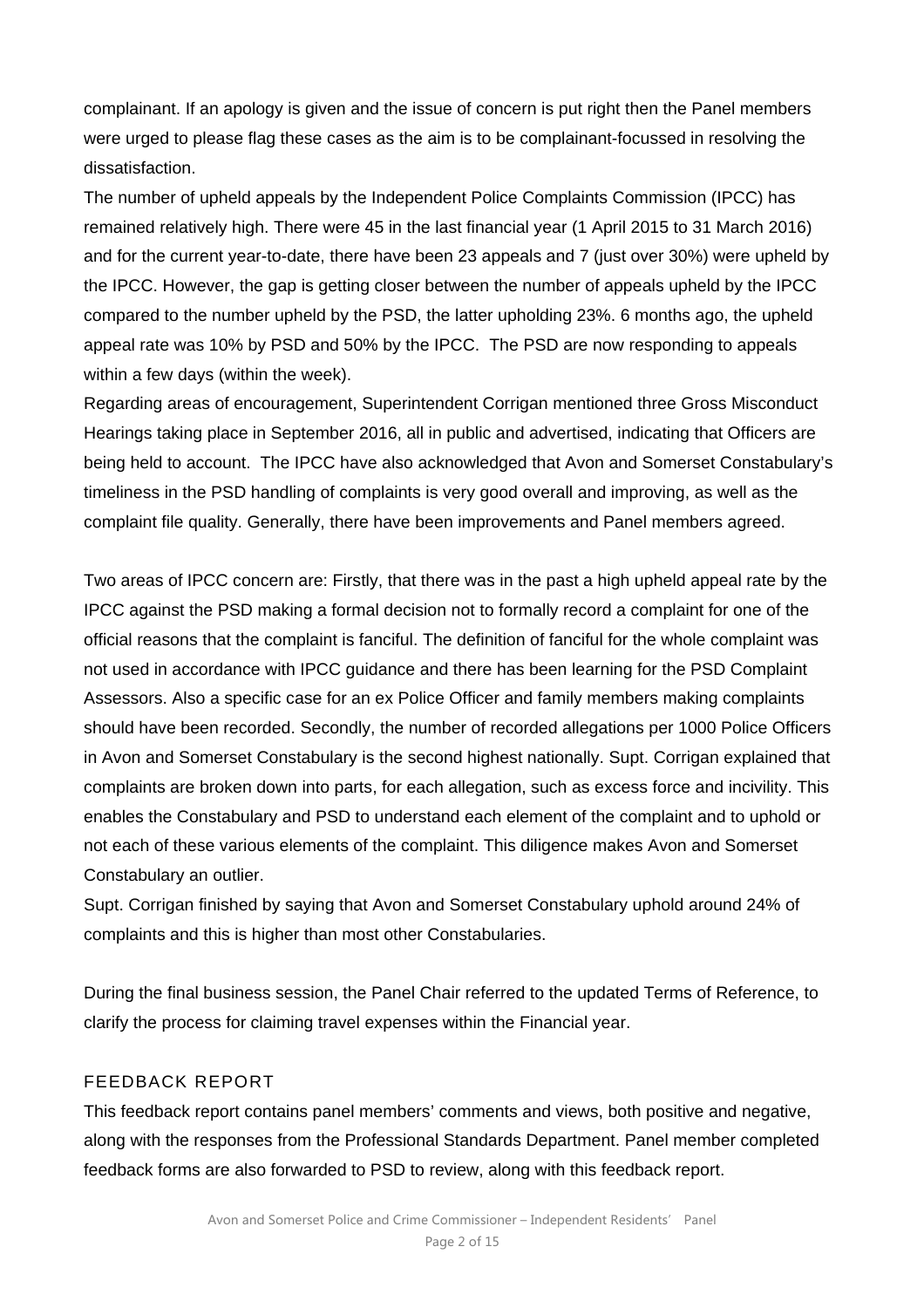complainant. If an apology is given and the issue of concern is put right then the Panel members were urged to please flag these cases as the aim is to be complainant-focussed in resolving the dissatisfaction.

The number of upheld appeals by the Independent Police Complaints Commission (IPCC) has remained relatively high. There were 45 in the last financial year (1 April 2015 to 31 March 2016) and for the current year-to-date, there have been 23 appeals and 7 (just over 30%) were upheld by the IPCC. However, the gap is getting closer between the number of appeals upheld by the IPCC compared to the number upheld by the PSD, the latter upholding 23%. 6 months ago, the upheld appeal rate was 10% by PSD and 50% by the IPCC. The PSD are now responding to appeals within a few days (within the week).

Regarding areas of encouragement, Superintendent Corrigan mentioned three Gross Misconduct Hearings taking place in September 2016, all in public and advertised, indicating that Officers are being held to account. The IPCC have also acknowledged that Avon and Somerset Constabulary's timeliness in the PSD handling of complaints is very good overall and improving, as well as the complaint file quality. Generally, there have been improvements and Panel members agreed.

Two areas of IPCC concern are: Firstly, that there was in the past a high upheld appeal rate by the IPCC against the PSD making a formal decision not to formally record a complaint for one of the official reasons that the complaint is fanciful. The definition of fanciful for the whole complaint was not used in accordance with IPCC guidance and there has been learning for the PSD Complaint Assessors. Also a specific case for an ex Police Officer and family members making complaints should have been recorded. Secondly, the number of recorded allegations per 1000 Police Officers in Avon and Somerset Constabulary is the second highest nationally. Supt. Corrigan explained that complaints are broken down into parts, for each allegation, such as excess force and incivility. This enables the Constabulary and PSD to understand each element of the complaint and to uphold or not each of these various elements of the complaint. This diligence makes Avon and Somerset Constabulary an outlier.

Supt. Corrigan finished by saying that Avon and Somerset Constabulary uphold around 24% of complaints and this is higher than most other Constabularies.

During the final business session, the Panel Chair referred to the updated Terms of Reference, to clarify the process for claiming travel expenses within the Financial year.

## FEEDBACK REPORT

This feedback report contains panel members' comments and views, both positive and negative, along with the responses from the Professional Standards Department. Panel member completed feedback forms are also forwarded to PSD to review, along with this feedback report.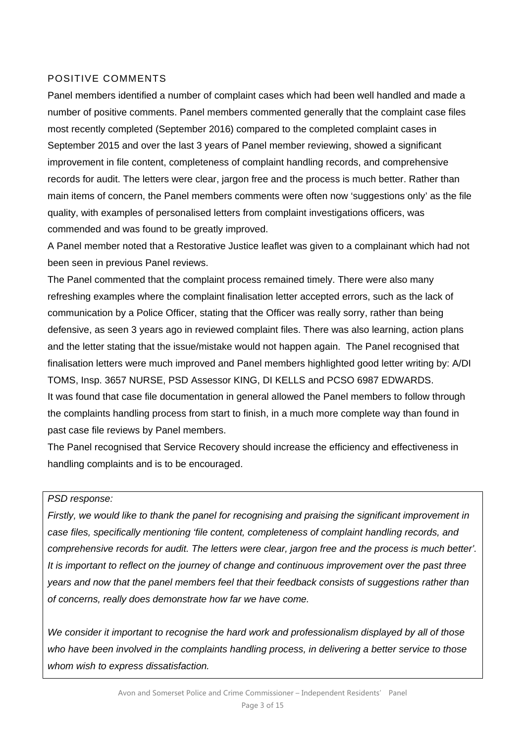## POSITIVE COMMENTS

Panel members identified a number of complaint cases which had been well handled and made a number of positive comments. Panel members commented generally that the complaint case files most recently completed (September 2016) compared to the completed complaint cases in September 2015 and over the last 3 years of Panel member reviewing, showed a significant improvement in file content, completeness of complaint handling records, and comprehensive records for audit. The letters were clear, jargon free and the process is much better. Rather than main items of concern, the Panel members comments were often now 'suggestions only' as the file quality, with examples of personalised letters from complaint investigations officers, was commended and was found to be greatly improved.

A Panel member noted that a Restorative Justice leaflet was given to a complainant which had not been seen in previous Panel reviews.

The Panel commented that the complaint process remained timely. There were also many refreshing examples where the complaint finalisation letter accepted errors, such as the lack of communication by a Police Officer, stating that the Officer was really sorry, rather than being defensive, as seen 3 years ago in reviewed complaint files. There was also learning, action plans and the letter stating that the issue/mistake would not happen again. The Panel recognised that finalisation letters were much improved and Panel members highlighted good letter writing by: A/DI TOMS, Insp. 3657 NURSE, PSD Assessor KING, DI KELLS and PCSO 6987 EDWARDS.

It was found that case file documentation in general allowed the Panel members to follow through the complaints handling process from start to finish, in a much more complete way than found in past case file reviews by Panel members.

The Panel recognised that Service Recovery should increase the efficiency and effectiveness in handling complaints and is to be encouraged.

*PSD response:*

*Firstly, we would like to thank the panel for recognising and praising the significant improvement in case files, specifically mentioning 'file content, completeness of complaint handling records, and comprehensive records for audit. The letters were clear, jargon free and the process is much better'. It is important to reflect on the journey of change and continuous improvement over the past three years and now that the panel members feel that their feedback consists of suggestions rather than of concerns, really does demonstrate how far we have come.*

*We consider it important to recognise the hard work and professionalism displayed by all of those who have been involved in the complaints handling process, in delivering a better service to those whom wish to express dissatisfaction.*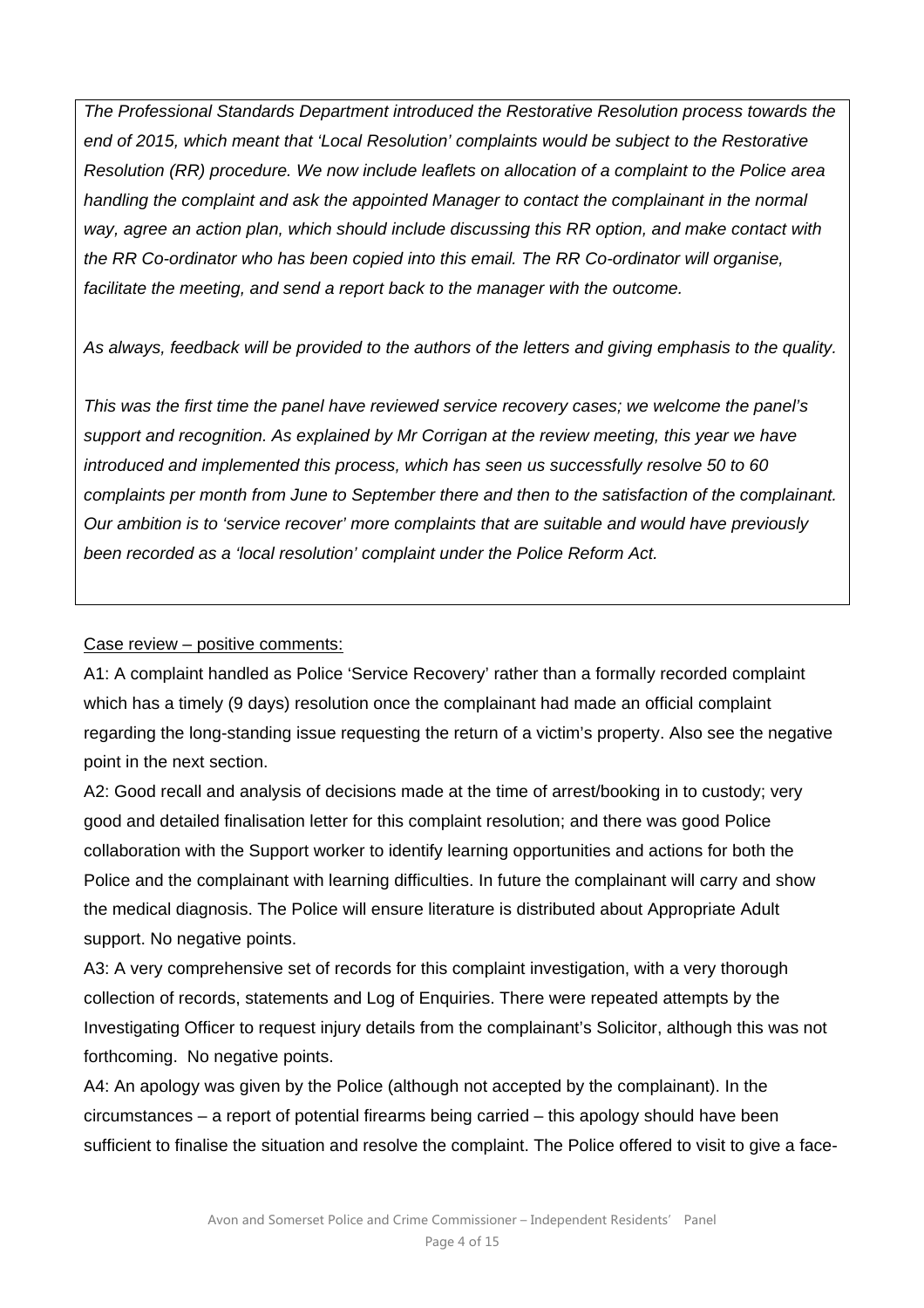*The Professional Standards Department introduced the Restorative Resolution process towards the end of 2015, which meant that 'Local Resolution' complaints would be subject to the Restorative Resolution (RR) procedure. We now include leaflets on allocation of a complaint to the Police area handling the complaint and ask the appointed Manager to contact the complainant in the normal way, agree an action plan, which should include discussing this RR option, and make contact with the RR Co-ordinator who has been copied into this email. The RR Co-ordinator will organise, facilitate the meeting, and send a report back to the manager with the outcome.*

*As always, feedback will be provided to the authors of the letters and giving emphasis to the quality.*

*This was the first time the panel have reviewed service recovery cases; we welcome the panel's support and recognition. As explained by Mr Corrigan at the review meeting, this year we have introduced and implemented this process, which has seen us successfully resolve 50 to 60 complaints per month from June to September there and then to the satisfaction of the complainant. Our ambition is to 'service recover' more complaints that are suitable and would have previously been recorded as a 'local resolution' complaint under the Police Reform Act.*

Case review – positive comments:

A1: A complaint handled as Police 'Service Recovery' rather than a formally recorded complaint which has a timely (9 days) resolution once the complainant had made an official complaint regarding the long-standing issue requesting the return of a victim's property. Also see the negative point in the next section.

A2: Good recall and analysis of decisions made at the time of arrest/booking in to custody; very good and detailed finalisation letter for this complaint resolution; and there was good Police collaboration with the Support worker to identify learning opportunities and actions for both the Police and the complainant with learning difficulties. In future the complainant will carry and show the medical diagnosis. The Police will ensure literature is distributed about Appropriate Adult support. No negative points.

A3: A very comprehensive set of records for this complaint investigation, with a very thorough collection of records, statements and Log of Enquiries. There were repeated attempts by the Investigating Officer to request injury details from the complainant's Solicitor, although this was not forthcoming. No negative points.

A4: An apology was given by the Police (although not accepted by the complainant). In the circumstances – a report of potential firearms being carried – this apology should have been sufficient to finalise the situation and resolve the complaint. The Police offered to visit to give a face-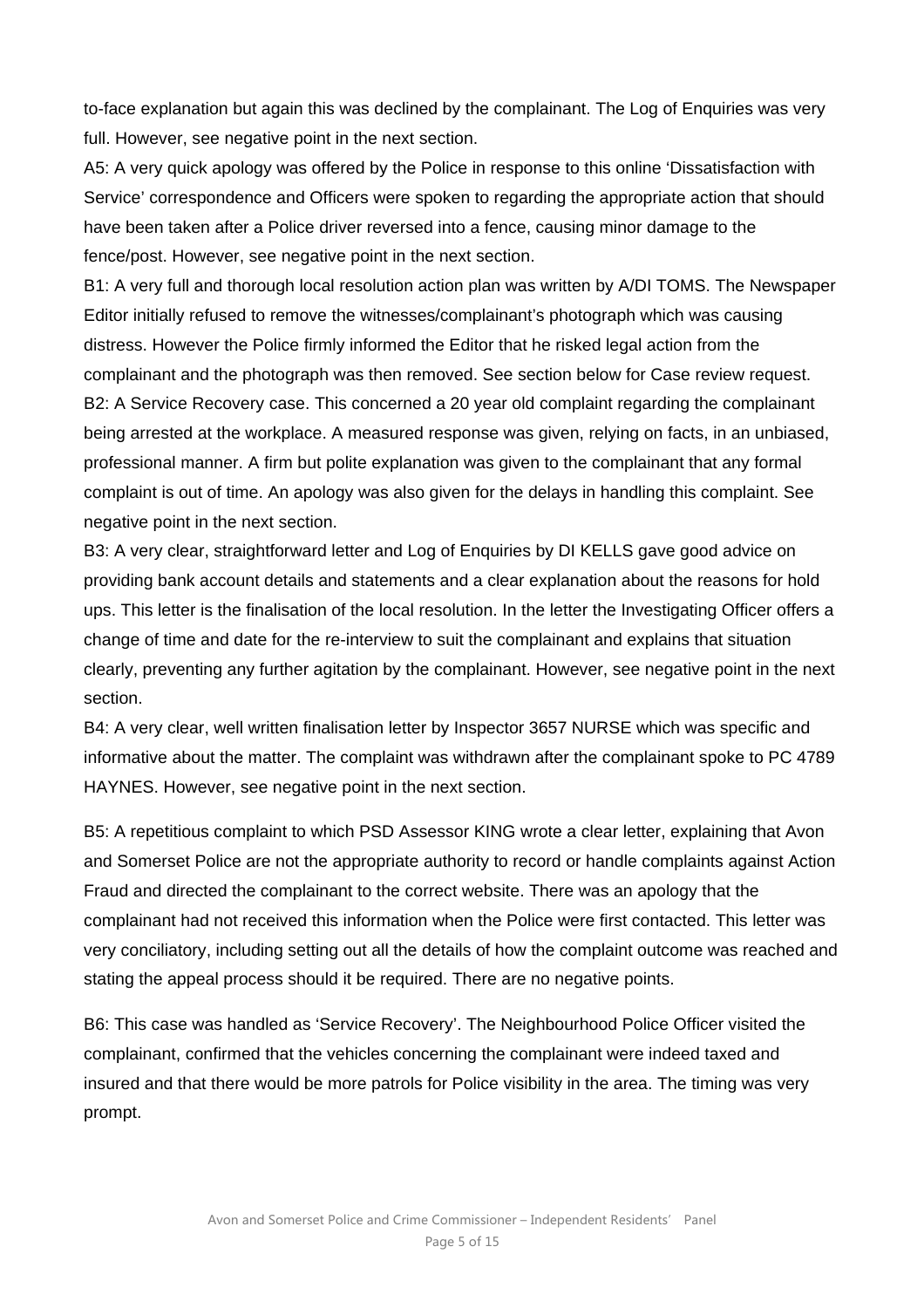to-face explanation but again this was declined by the complainant. The Log of Enquiries was very full. However, see negative point in the next section.

A5: A very quick apology was offered by the Police in response to this online 'Dissatisfaction with Service' correspondence and Officers were spoken to regarding the appropriate action that should have been taken after a Police driver reversed into a fence, causing minor damage to the fence/post. However, see negative point in the next section.

B1: A very full and thorough local resolution action plan was written by A/DI TOMS. The Newspaper Editor initially refused to remove the witnesses/complainant's photograph which was causing distress. However the Police firmly informed the Editor that he risked legal action from the complainant and the photograph was then removed. See section below for Case review request.

B2: A Service Recovery case. This concerned a 20 year old complaint regarding the complainant being arrested at the workplace. A measured response was given, relying on facts, in an unbiased, professional manner. A firm but polite explanation was given to the complainant that any formal complaint is out of time. An apology was also given for the delays in handling this complaint. See negative point in the next section.

B3: A very clear, straightforward letter and Log of Enquiries by DI KELLS gave good advice on providing bank account details and statements and a clear explanation about the reasons for hold ups. This letter is the finalisation of the local resolution. In the letter the Investigating Officer offers a change of time and date for the re-interview to suit the complainant and explains that situation clearly, preventing any further agitation by the complainant. However, see negative point in the next section.

B4: A very clear, well written finalisation letter by Inspector 3657 NURSE which was specific and informative about the matter. The complaint was withdrawn after the complainant spoke to PC 4789 HAYNES. However, see negative point in the next section.

B5: A repetitious complaint to which PSD Assessor KING wrote a clear letter, explaining that Avon and Somerset Police are not the appropriate authority to record or handle complaints against Action Fraud and directed the complainant to the correct website. There was an apology that the complainant had not received this information when the Police were first contacted. This letter was very conciliatory, including setting out all the details of how the complaint outcome was reached and stating the appeal process should it be required. There are no negative points.

B6: This case was handled as 'Service Recovery'. The Neighbourhood Police Officer visited the complainant, confirmed that the vehicles concerning the complainant were indeed taxed and insured and that there would be more patrols for Police visibility in the area. The timing was very prompt.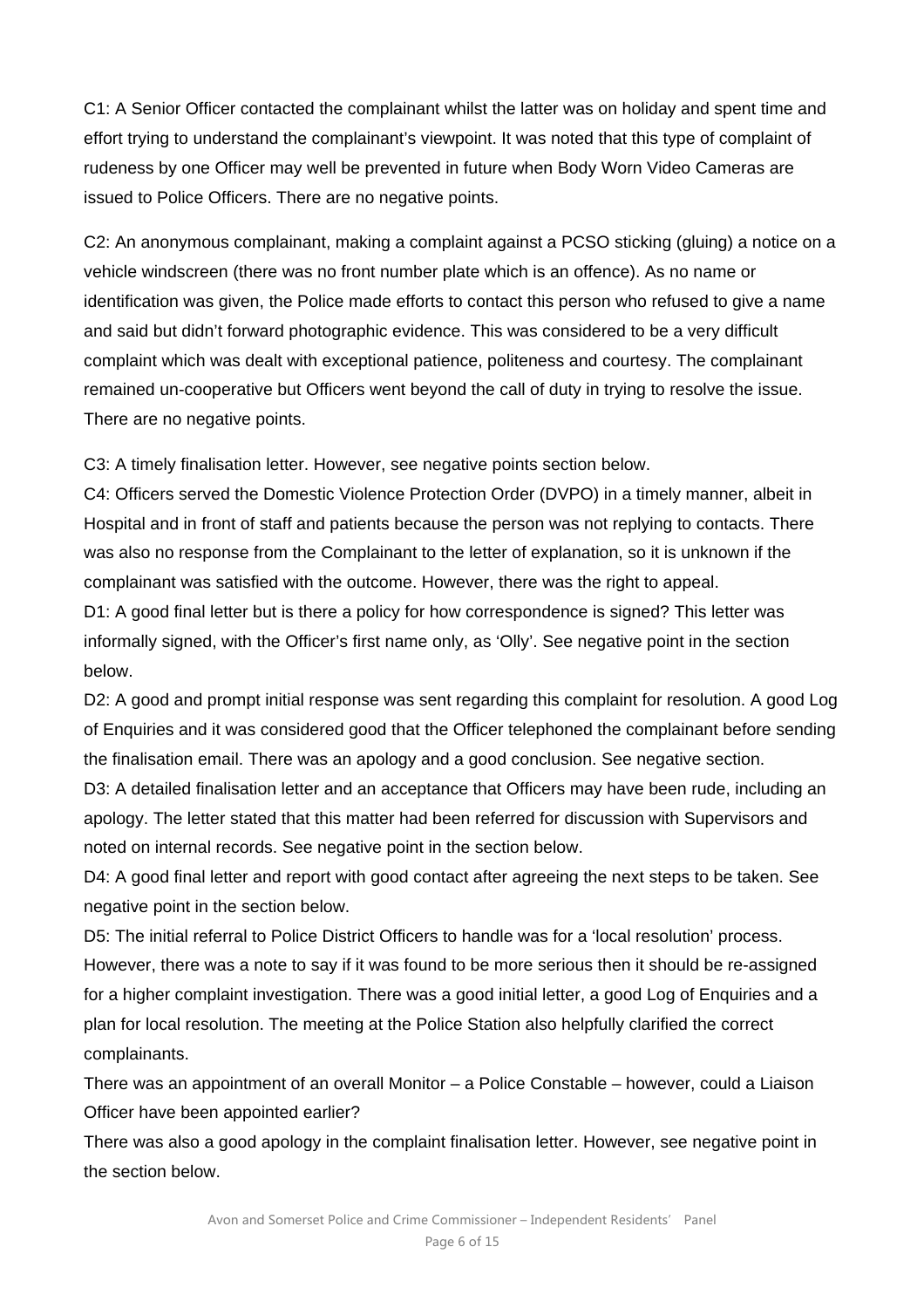C1: A Senior Officer contacted the complainant whilst the latter was on holiday and spent time and effort trying to understand the complainant's viewpoint. It was noted that this type of complaint of rudeness by one Officer may well be prevented in future when Body Worn Video Cameras are issued to Police Officers. There are no negative points.

C2: An anonymous complainant, making a complaint against a PCSO sticking (gluing) a notice on a vehicle windscreen (there was no front number plate which is an offence). As no name or identification was given, the Police made efforts to contact this person who refused to give a name and said but didn't forward photographic evidence. This was considered to be a very difficult complaint which was dealt with exceptional patience, politeness and courtesy. The complainant remained un-cooperative but Officers went beyond the call of duty in trying to resolve the issue. There are no negative points.

C3: A timely finalisation letter. However, see negative points section below.

C4: Officers served the Domestic Violence Protection Order (DVPO) in a timely manner, albeit in Hospital and in front of staff and patients because the person was not replying to contacts. There was also no response from the Complainant to the letter of explanation, so it is unknown if the complainant was satisfied with the outcome. However, there was the right to appeal.

D1: A good final letter but is there a policy for how correspondence is signed? This letter was informally signed, with the Officer's first name only, as 'Olly'. See negative point in the section below.

D2: A good and prompt initial response was sent regarding this complaint for resolution. A good Log of Enquiries and it was considered good that the Officer telephoned the complainant before sending the finalisation email. There was an apology and a good conclusion. See negative section.

D3: A detailed finalisation letter and an acceptance that Officers may have been rude, including an apology. The letter stated that this matter had been referred for discussion with Supervisors and noted on internal records. See negative point in the section below.

D4: A good final letter and report with good contact after agreeing the next steps to be taken. See negative point in the section below.

D5: The initial referral to Police District Officers to handle was for a 'local resolution' process. However, there was a note to say if it was found to be more serious then it should be re-assigned for a higher complaint investigation. There was a good initial letter, a good Log of Enquiries and a plan for local resolution. The meeting at the Police Station also helpfully clarified the correct complainants.

There was an appointment of an overall Monitor – a Police Constable – however, could a Liaison Officer have been appointed earlier?

There was also a good apology in the complaint finalisation letter. However, see negative point in the section below.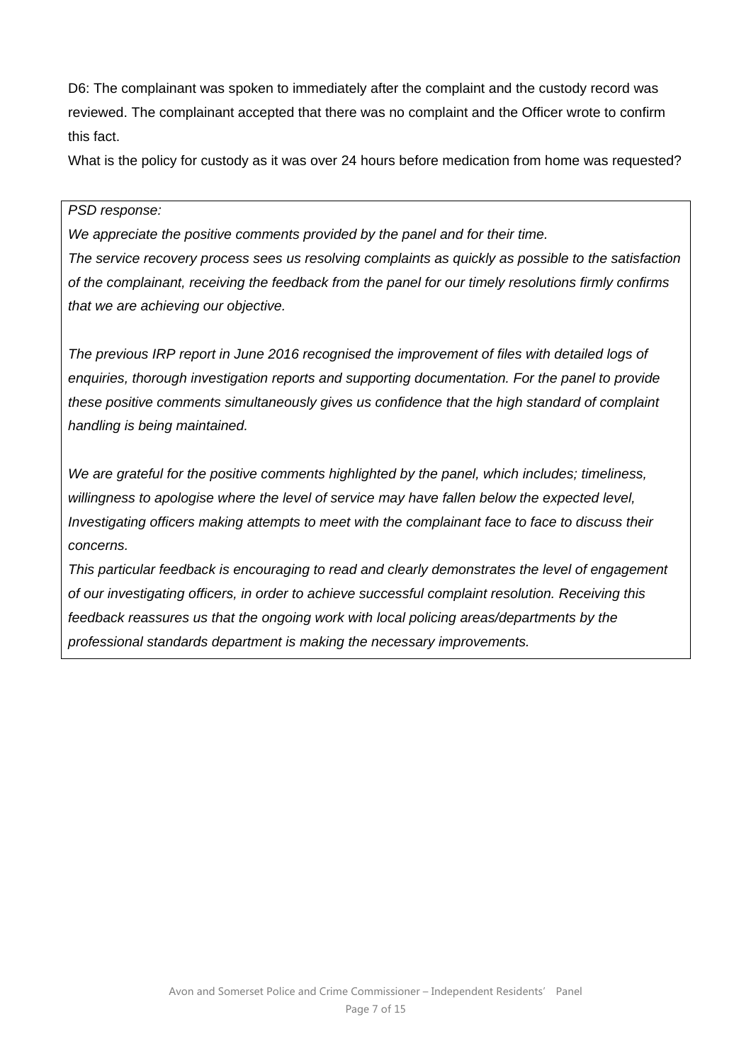D6: The complainant was spoken to immediately after the complaint and the custody record was reviewed. The complainant accepted that there was no complaint and the Officer wrote to confirm this fact.

What is the policy for custody as it was over 24 hours before medication from home was requested?

*PSD response:*

*We appreciate the positive comments provided by the panel and for their time.*

*The service recovery process sees us resolving complaints as quickly as possible to the satisfaction of the complainant, receiving the feedback from the panel for our timely resolutions firmly confirms that we are achieving our objective.*

*The previous IRP report in June 2016 recognised the improvement of files with detailed logs of enquiries, thorough investigation reports and supporting documentation. For the panel to provide these positive comments simultaneously gives us confidence that the high standard of complaint handling is being maintained.*

*We are grateful for the positive comments highlighted by the panel, which includes; timeliness, willingness to apologise where the level of service may have fallen below the expected level, Investigating officers making attempts to meet with the complainant face to face to discuss their concerns.*

*This particular feedback is encouraging to read and clearly demonstrates the level of engagement of our investigating officers, in order to achieve successful complaint resolution. Receiving this feedback reassures us that the ongoing work with local policing areas/departments by the professional standards department is making the necessary improvements.*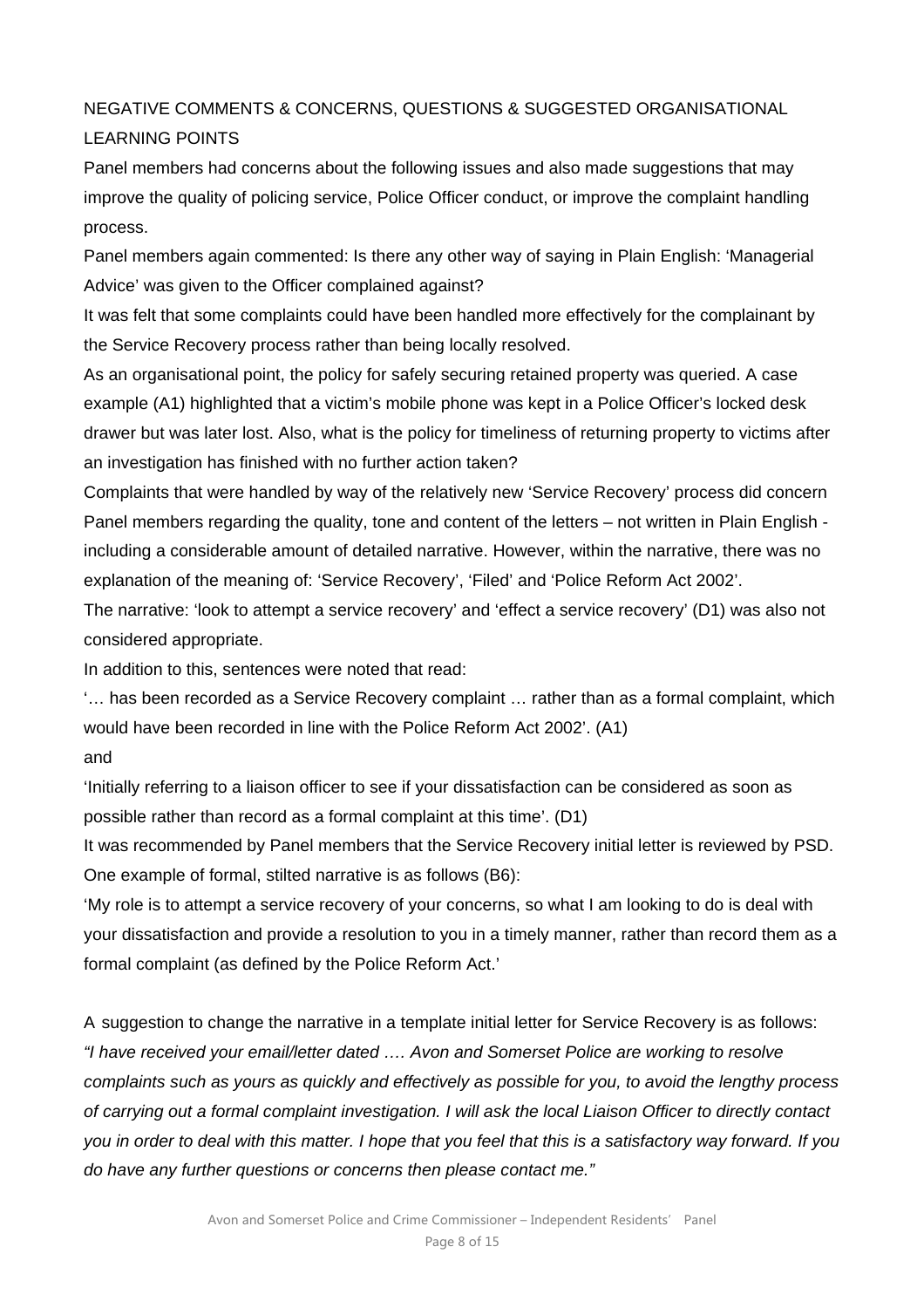## NEGATIVE COMMENTS & CONCERNS, QUESTIONS & SUGGESTED ORGANISATIONAL LEARNING POINTS

Panel members had concerns about the following issues and also made suggestions that may improve the quality of policing service, Police Officer conduct, or improve the complaint handling process.

Panel members again commented: Is there any other way of saying in Plain English: 'Managerial Advice' was given to the Officer complained against?

It was felt that some complaints could have been handled more effectively for the complainant by the Service Recovery process rather than being locally resolved.

As an organisational point, the policy for safely securing retained property was queried. A case example (A1) highlighted that a victim's mobile phone was kept in a Police Officer's locked desk drawer but was later lost. Also, what is the policy for timeliness of returning property to victims after an investigation has finished with no further action taken?

Complaints that were handled by way of the relatively new 'Service Recovery' process did concern Panel members regarding the quality, tone and content of the letters – not written in Plain English - including a considerable amount of detailed narrative. However, within the narrative, there was no explanation of the meaning of: 'Service Recovery', 'Filed' and 'Police Reform Act 2002'.

The narrative: 'look to attempt a service recovery' and 'effect a service recovery' (D1) was also not considered appropriate.

In addition to this, sentences were noted that read:

'… has been recorded as a Service Recovery complaint … rather than as a formal complaint, which would have been recorded in line with the Police Reform Act 2002'. (A1)

and

'Initially referring to a liaison officer to see if your dissatisfaction can be considered as soon as possible rather than record as a formal complaint at this time'. (D1)

It was recommended by Panel members that the Service Recovery initial letter is reviewed by PSD. One example of formal, stilted narrative is as follows (B6):

'My role is to attempt a service recovery of your concerns, so what I am looking to do is deal with your dissatisfaction and provide a resolution to you in a timely manner, rather than record them as a formal complaint (as defined by the Police Reform Act.'

A suggestion to change the narrative in a template initial letter for Service Recovery is as follows: *"I have received your email/letter dated …. Avon and Somerset Police are working to resolve complaints such as yours as quickly and effectively as possible for you, to avoid the lengthy process of carrying out a formal complaint investigation. I will ask the local Liaison Officer to directly contact you in order to deal with this matter. I hope that you feel that this is a satisfactory way forward. If you do have any further questions or concerns then please contact me."*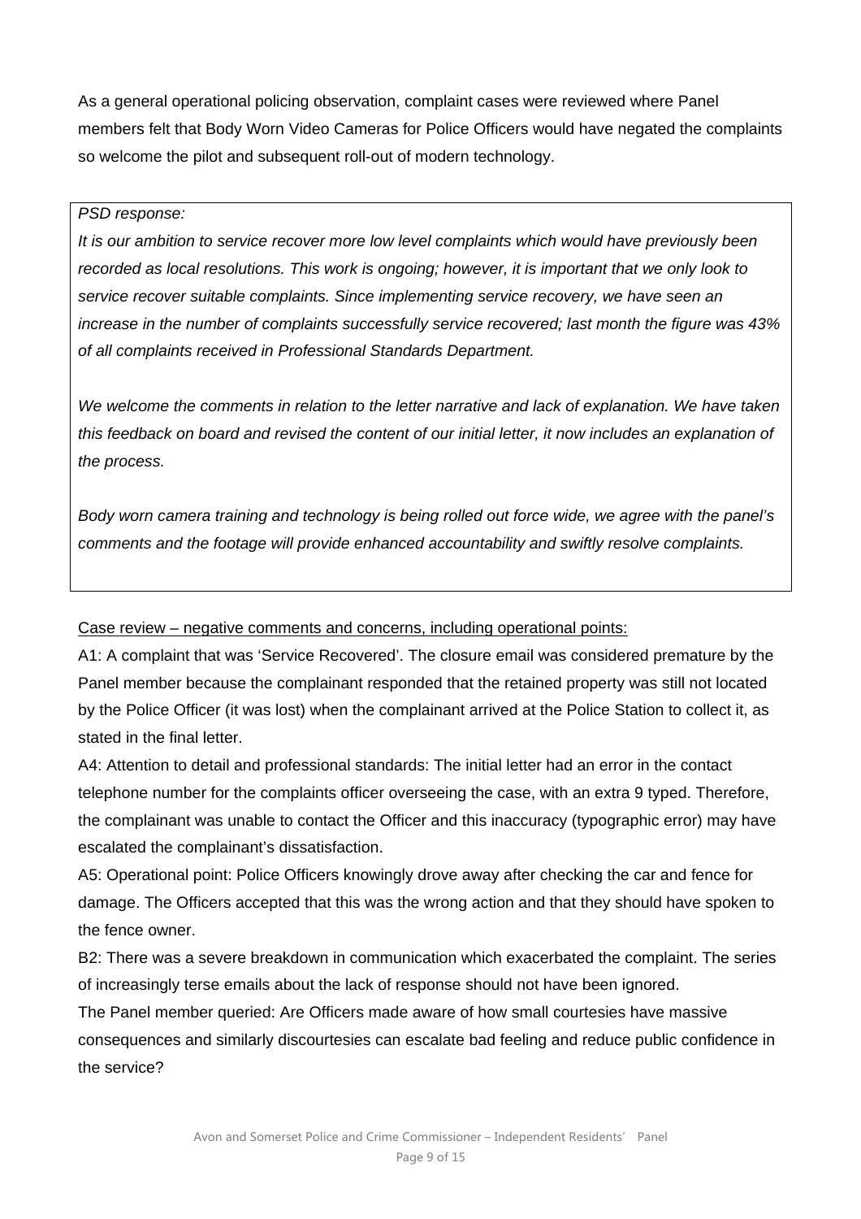As a general operational policing observation, complaint cases were reviewed where Panel members felt that Body Worn Video Cameras for Police Officers would have negated the complaints so welcome the pilot and subsequent roll-out of modern technology.

> *PSD response:*
>
> *It is our ambition to service recover more low level complaints which would have previously been recorded as local resolutions. This work is ongoing; however, it is important that we only look to service recover suitable complaints. Since implementing service recovery, we have seen an increase in the number of complaints successfully service recovered; last month the figure was 43% of all complaints received in Professional Standards Department.*
>
> *We welcome the comments in relation to the letter narrative and lack of explanation. We have taken this feedback on board and revised the content of our initial letter, it now includes an explanation of the process.*
>
> *Body worn camera training and technology is being rolled out force wide, we agree with the panel's comments and the footage will provide enhanced accountability and swiftly resolve complaints.*

<u>Case review – negative comments and concerns, including operational points:</u>

A1: A complaint that was 'Service Recovered'. The closure email was considered premature by the Panel member because the complainant responded that the retained property was still not located by the Police Officer (it was lost) when the complainant arrived at the Police Station to collect it, as stated in the final letter.

A4: Attention to detail and professional standards: The initial letter had an error in the contact telephone number for the complaints officer overseeing the case, with an extra 9 typed. Therefore, the complainant was unable to contact the Officer and this inaccuracy (typographic error) may have escalated the complainant's dissatisfaction.

A5: Operational point: Police Officers knowingly drove away after checking the car and fence for damage. The Officers accepted that this was the wrong action and that they should have spoken to the fence owner.

B2: There was a severe breakdown in communication which exacerbated the complaint. The series of increasingly terse emails about the lack of response should not have been ignored.

The Panel member queried: Are Officers made aware of how small courtesies have massive consequences and similarly discourtesies can escalate bad feeling and reduce public confidence in the service?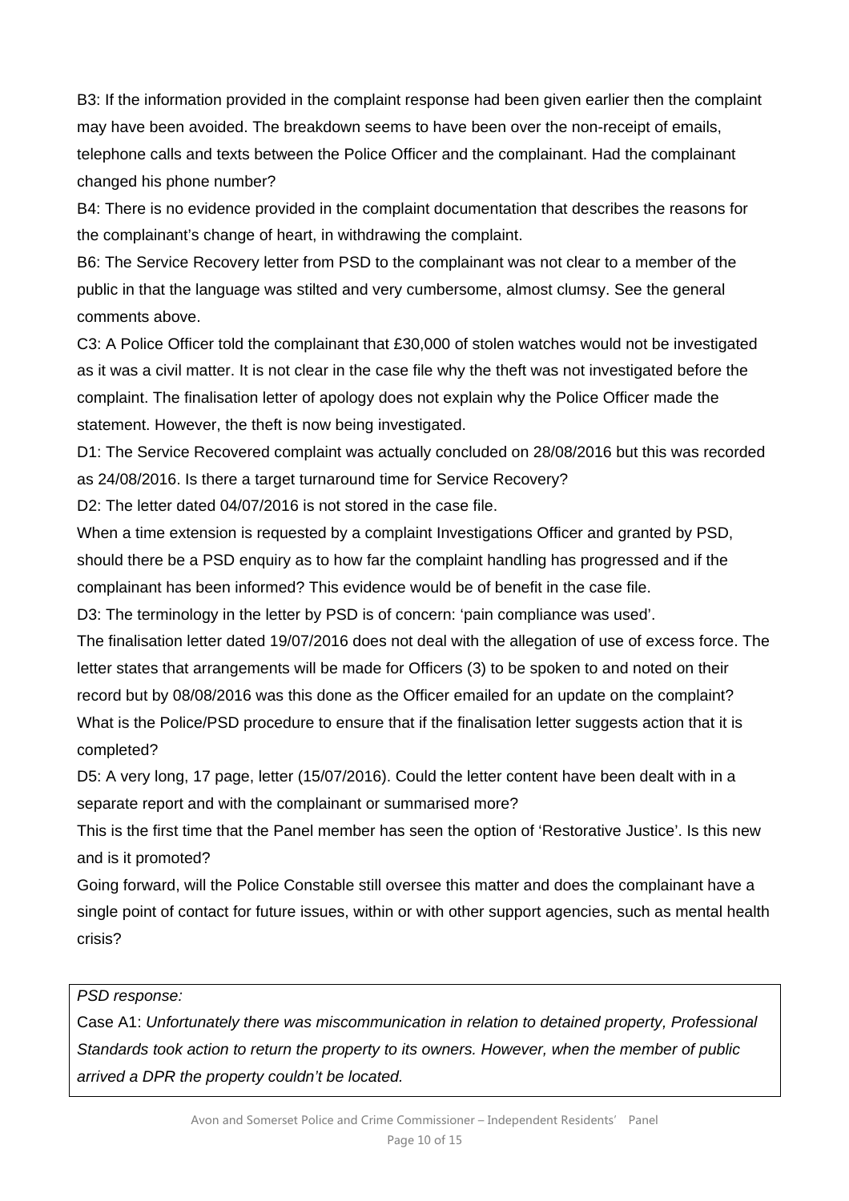B3: If the information provided in the complaint response had been given earlier then the complaint may have been avoided. The breakdown seems to have been over the non-receipt of emails, telephone calls and texts between the Police Officer and the complainant. Had the complainant changed his phone number?

B4: There is no evidence provided in the complaint documentation that describes the reasons for the complainant's change of heart, in withdrawing the complaint.

B6: The Service Recovery letter from PSD to the complainant was not clear to a member of the public in that the language was stilted and very cumbersome, almost clumsy. See the general comments above.

C3: A Police Officer told the complainant that £30,000 of stolen watches would not be investigated as it was a civil matter. It is not clear in the case file why the theft was not investigated before the complaint. The finalisation letter of apology does not explain why the Police Officer made the statement. However, the theft is now being investigated.

D1: The Service Recovered complaint was actually concluded on 28/08/2016 but this was recorded as 24/08/2016. Is there a target turnaround time for Service Recovery?

D2: The letter dated 04/07/2016 is not stored in the case file.

When a time extension is requested by a complaint Investigations Officer and granted by PSD, should there be a PSD enquiry as to how far the complaint handling has progressed and if the complainant has been informed? This evidence would be of benefit in the case file.

D3: The terminology in the letter by PSD is of concern: 'pain compliance was used'.

The finalisation letter dated 19/07/2016 does not deal with the allegation of use of excess force. The letter states that arrangements will be made for Officers (3) to be spoken to and noted on their record but by 08/08/2016 was this done as the Officer emailed for an update on the complaint? What is the Police/PSD procedure to ensure that if the finalisation letter suggests action that it is completed?

D5: A very long, 17 page, letter (15/07/2016). Could the letter content have been dealt with in a separate report and with the complainant or summarised more?

This is the first time that the Panel member has seen the option of 'Restorative Justice'. Is this new and is it promoted?

Going forward, will the Police Constable still oversee this matter and does the complainant have a single point of contact for future issues, within or with other support agencies, such as mental health crisis?

*PSD response:*

Case A1: *Unfortunately there was miscommunication in relation to detained property, Professional Standards took action to return the property to its owners. However, when the member of public arrived a DPR the property couldn't be located.*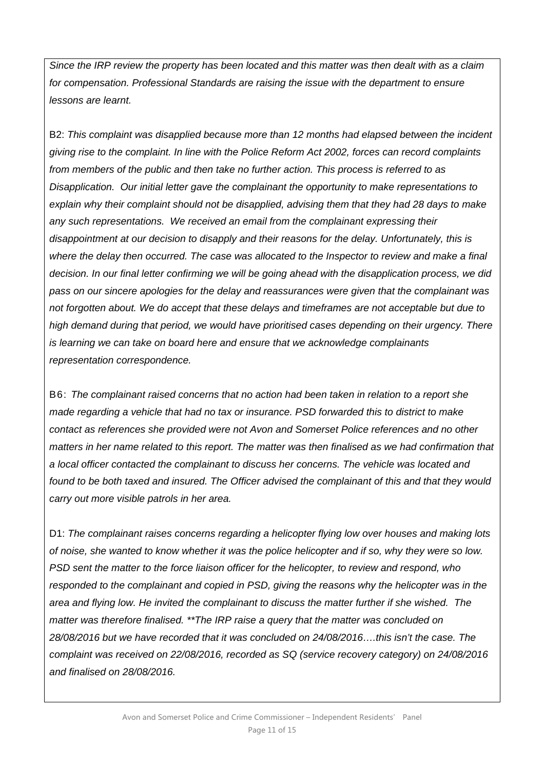*Since the IRP review the property has been located and this matter was then dealt with as a claim for compensation. Professional Standards are raising the issue with the department to ensure lessons are learnt.*

B2: *This complaint was disapplied because more than 12 months had elapsed between the incident giving rise to the complaint. In line with the Police Reform Act 2002, forces can record complaints from members of the public and then take no further action. This process is referred to as Disapplication. Our initial letter gave the complainant the opportunity to make representations to explain why their complaint should not be disapplied, advising them that they had 28 days to make any such representations. We received an email from the complainant expressing their disappointment at our decision to disapply and their reasons for the delay. Unfortunately, this is where the delay then occurred. The case was allocated to the Inspector to review and make a final decision. In our final letter confirming we will be going ahead with the disapplication process, we did pass on our sincere apologies for the delay and reassurances were given that the complainant was not forgotten about. We do accept that these delays and timeframes are not acceptable but due to high demand during that period, we would have prioritised cases depending on their urgency. There is learning we can take on board here and ensure that we acknowledge complainants representation correspondence.*

B6: *The complainant raised concerns that no action had been taken in relation to a report she made regarding a vehicle that had no tax or insurance. PSD forwarded this to district to make contact as references she provided were not Avon and Somerset Police references and no other matters in her name related to this report. The matter was then finalised as we had confirmation that a local officer contacted the complainant to discuss her concerns. The vehicle was located and found to be both taxed and insured. The Officer advised the complainant of this and that they would carry out more visible patrols in her area.*

D1: *The complainant raises concerns regarding a helicopter flying low over houses and making lots of noise, she wanted to know whether it was the police helicopter and if so, why they were so low. PSD sent the matter to the force liaison officer for the helicopter, to review and respond, who responded to the complainant and copied in PSD, giving the reasons why the helicopter was in the area and flying low. He invited the complainant to discuss the matter further if she wished. The matter was therefore finalised. **The IRP raise a query that the matter was concluded on 28/08/2016 but we have recorded that it was concluded on 24/08/2016….this isn't the case. The complaint was received on 22/08/2016, recorded as SQ (service recovery category) on 24/08/2016 and finalised on 28/08/2016.*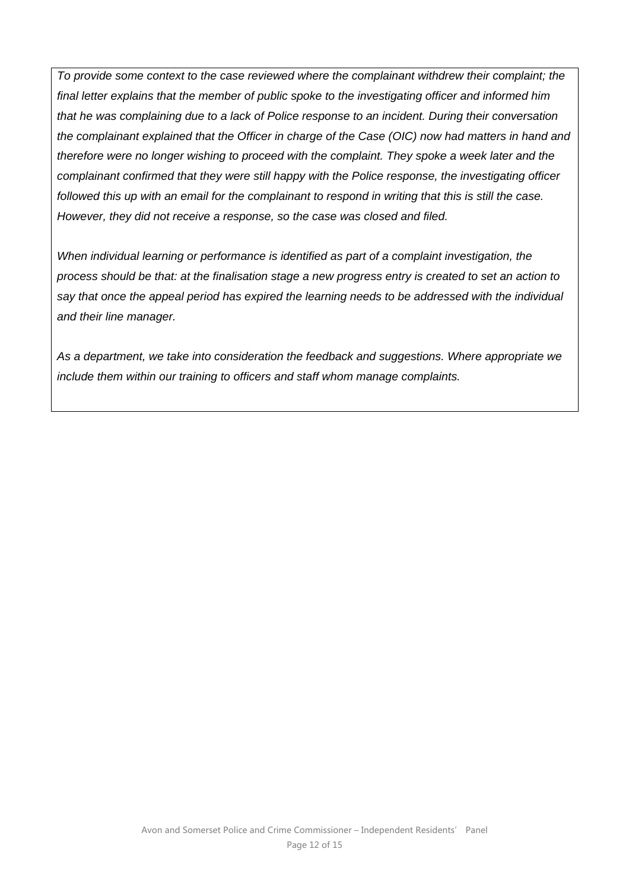*To provide some context to the case reviewed where the complainant withdrew their complaint; the final letter explains that the member of public spoke to the investigating officer and informed him that he was complaining due to a lack of Police response to an incident. During their conversation the complainant explained that the Officer in charge of the Case (OIC) now had matters in hand and therefore were no longer wishing to proceed with the complaint. They spoke a week later and the complainant confirmed that they were still happy with the Police response, the investigating officer followed this up with an email for the complainant to respond in writing that this is still the case. However, they did not receive a response, so the case was closed and filed.*

*When individual learning or performance is identified as part of a complaint investigation, the process should be that: at the finalisation stage a new progress entry is created to set an action to say that once the appeal period has expired the learning needs to be addressed with the individual and their line manager.*

*As a department, we take into consideration the feedback and suggestions. Where appropriate we include them within our training to officers and staff whom manage complaints.*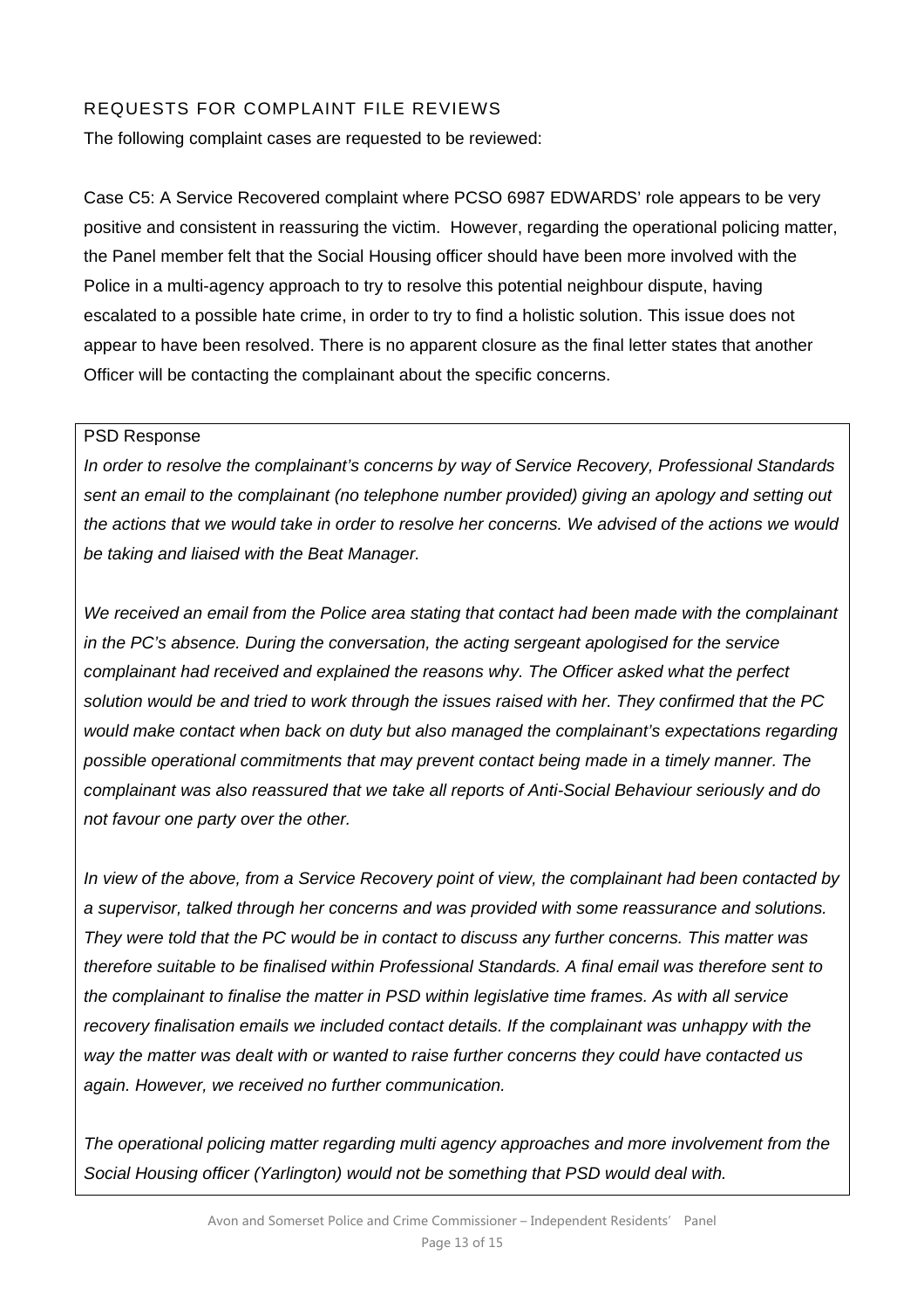## REQUESTS FOR COMPLAINT FILE REVIEWS

The following complaint cases are requested to be reviewed:

Case C5: A Service Recovered complaint where PCSO 6987 EDWARDS' role appears to be very positive and consistent in reassuring the victim. However, regarding the operational policing matter, the Panel member felt that the Social Housing officer should have been more involved with the Police in a multi-agency approach to try to resolve this potential neighbour dispute, having escalated to a possible hate crime, in order to try to find a holistic solution. This issue does not appear to have been resolved. There is no apparent closure as the final letter states that another Officer will be contacting the complainant about the specific concerns.

PSD Response

*In order to resolve the complainant's concerns by way of Service Recovery, Professional Standards sent an email to the complainant (no telephone number provided) giving an apology and setting out the actions that we would take in order to resolve her concerns. We advised of the actions we would be taking and liaised with the Beat Manager.*

*We received an email from the Police area stating that contact had been made with the complainant in the PC's absence. During the conversation, the acting sergeant apologised for the service complainant had received and explained the reasons why. The Officer asked what the perfect solution would be and tried to work through the issues raised with her. They confirmed that the PC would make contact when back on duty but also managed the complainant's expectations regarding possible operational commitments that may prevent contact being made in a timely manner. The complainant was also reassured that we take all reports of Anti-Social Behaviour seriously and do not favour one party over the other.*

*In view of the above, from a Service Recovery point of view, the complainant had been contacted by a supervisor, talked through her concerns and was provided with some reassurance and solutions. They were told that the PC would be in contact to discuss any further concerns. This matter was therefore suitable to be finalised within Professional Standards. A final email was therefore sent to the complainant to finalise the matter in PSD within legislative time frames. As with all service recovery finalisation emails we included contact details. If the complainant was unhappy with the way the matter was dealt with or wanted to raise further concerns they could have contacted us again. However, we received no further communication.*

*The operational policing matter regarding multi agency approaches and more involvement from the Social Housing officer (Yarlington) would not be something that PSD would deal with.*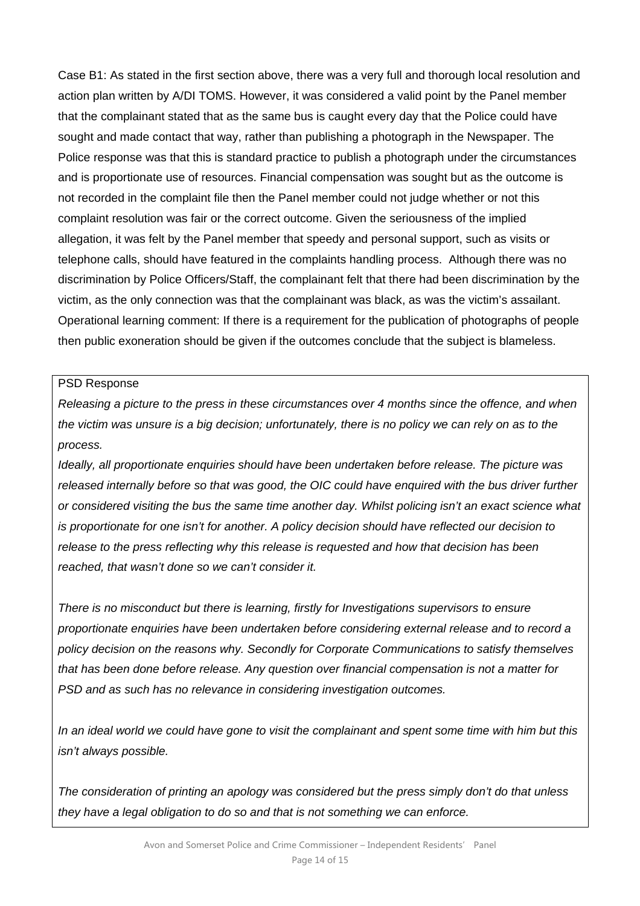Case B1: As stated in the first section above, there was a very full and thorough local resolution and action plan written by A/DI TOMS. However, it was considered a valid point by the Panel member that the complainant stated that as the same bus is caught every day that the Police could have sought and made contact that way, rather than publishing a photograph in the Newspaper. The Police response was that this is standard practice to publish a photograph under the circumstances and is proportionate use of resources. Financial compensation was sought but as the outcome is not recorded in the complaint file then the Panel member could not judge whether or not this complaint resolution was fair or the correct outcome. Given the seriousness of the implied allegation, it was felt by the Panel member that speedy and personal support, such as visits or telephone calls, should have featured in the complaints handling process. Although there was no discrimination by Police Officers/Staff, the complainant felt that there had been discrimination by the victim, as the only connection was that the complainant was black, as was the victim's assailant. Operational learning comment: If there is a requirement for the publication of photographs of people then public exoneration should be given if the outcomes conclude that the subject is blameless.

PSD Response

*Releasing a picture to the press in these circumstances over 4 months since the offence, and when the victim was unsure is a big decision; unfortunately, there is no policy we can rely on as to the process.*

*Ideally, all proportionate enquiries should have been undertaken before release. The picture was released internally before so that was good, the OIC could have enquired with the bus driver further or considered visiting the bus the same time another day. Whilst policing isn't an exact science what is proportionate for one isn't for another. A policy decision should have reflected our decision to release to the press reflecting why this release is requested and how that decision has been reached, that wasn't done so we can't consider it.*

*There is no misconduct but there is learning, firstly for Investigations supervisors to ensure proportionate enquiries have been undertaken before considering external release and to record a policy decision on the reasons why. Secondly for Corporate Communications to satisfy themselves that has been done before release. Any question over financial compensation is not a matter for PSD and as such has no relevance in considering investigation outcomes.*

*In an ideal world we could have gone to visit the complainant and spent some time with him but this isn't always possible.*

*The consideration of printing an apology was considered but the press simply don't do that unless they have a legal obligation to do so and that is not something we can enforce.*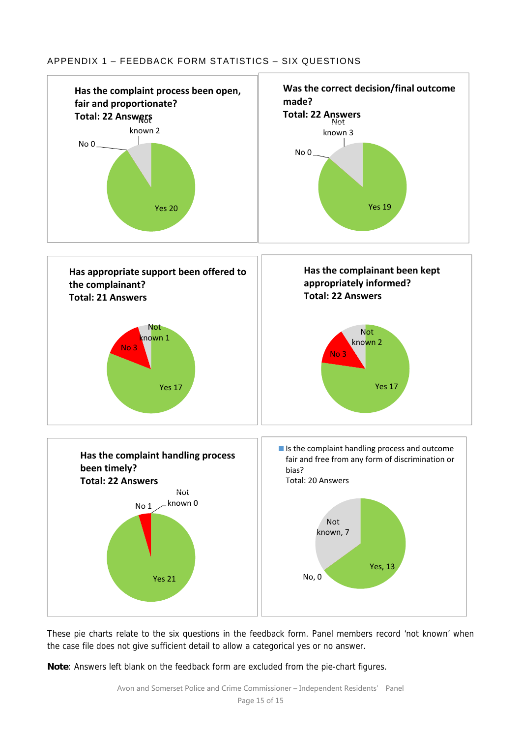APPENDIX 1 – FEEDBACK FORM STATISTICS – SIX QUESTIONS

**Has the complaint process been open, fair and proportionate?**
**Total: 22 Answers**

Not known 2
No 0
Yes 20

**Was the correct decision/final outcome made?**
**Total: 22 Answers**

Not known 3
No 0
Yes 19

**Has appropriate support been offered to the complainant?**
**Total: 21 Answers**

Not known 1
No 3
Yes 17

**Has the complainant been kept appropriately informed?**
**Total: 22 Answers**

Not known 2
No 3
Yes 17

**Has the complaint handling process been timely?**
**Total: 22 Answers**

Not known 0
No 1
Yes 21

Is the complaint handling process and outcome fair and free from any form of discrimination or bias?
Total: 20 Answers

Not known, 7
No, 0
Yes, 13

These pie charts relate to the six questions in the feedback form. Panel members record 'not known' when the case file does not give sufficient detail to allow a categorical yes or no answer.

**Note**: Answers left blank on the feedback form are excluded from the pie-chart figures.